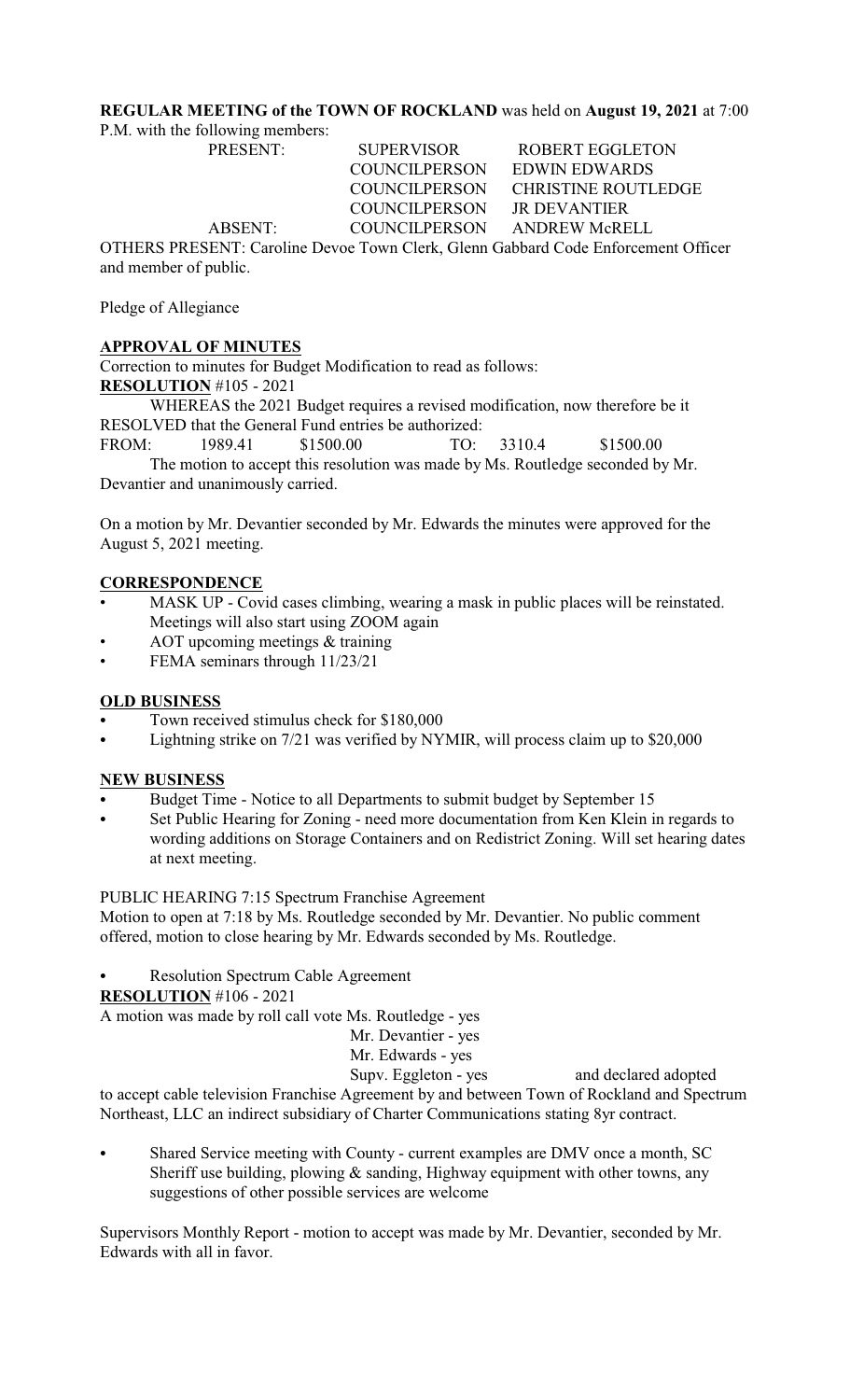**REGULAR MEETING of the TOWN OF ROCKLAND** was held on **August 19, 2021** at 7:00 P.M. with the following members:

| | | |
|---|---|---|
| PRESENT: | SUPERVISOR | ROBERT EGGLETON |
| | COUNCILPERSON | EDWIN EDWARDS |
| | COUNCILPERSON | CHRISTINE ROUTLEDGE |
| | COUNCILPERSON | JR DEVANTIER |
| ABSENT: | COUNCILPERSON | ANDREW McRELL |

OTHERS PRESENT: Caroline Devoe Town Clerk, Glenn Gabbard Code Enforcement Officer and member of public.

Pledge of Allegiance

**APPROVAL OF MINUTES**

Correction to minutes for Budget Modification to read as follows:

**RESOLUTION** #105 - 2021

WHEREAS the 2021 Budget requires a revised modification, now therefore be it RESOLVED that the General Fund entries be authorized:

FROM: 1989.41 $1500.00 TO: 3310.4 $1500.00

The motion to accept this resolution was made by Ms. Routledge seconded by Mr. Devantier and unanimously carried.

On a motion by Mr. Devantier seconded by Mr. Edwards the minutes were approved for the August 5, 2021 meeting.

**CORRESPONDENCE**

- MASK UP - Covid cases climbing, wearing a mask in public places will be reinstated. Meetings will also start using ZOOM again
- AOT upcoming meetings & training
- FEMA seminars through 11/23/21

**OLD BUSINESS**

- Town received stimulus check for $180,000
- Lightning strike on 7/21 was verified by NYMIR, will process claim up to $20,000

**NEW BUSINESS**

- Budget Time - Notice to all Departments to submit budget by September 15
- Set Public Hearing for Zoning - need more documentation from Ken Klein in regards to wording additions on Storage Containers and on Redistrict Zoning. Will set hearing dates at next meeting.

PUBLIC HEARING 7:15 Spectrum Franchise Agreement

Motion to open at 7:18 by Ms. Routledge seconded by Mr. Devantier. No public comment offered, motion to close hearing by Mr. Edwards seconded by Ms. Routledge.

- Resolution Spectrum Cable Agreement

**RESOLUTION** #106 - 2021

A motion was made by roll call vote Ms. Routledge - yes
Mr. Devantier - yes
Mr. Edwards - yes
Supv. Eggleton - yes and declared adopted

to accept cable television Franchise Agreement by and between Town of Rockland and Spectrum Northeast, LLC an indirect subsidiary of Charter Communications stating 8yr contract.

- Shared Service meeting with County - current examples are DMV once a month, SC Sheriff use building, plowing & sanding, Highway equipment with other towns, any suggestions of other possible services are welcome

Supervisors Monthly Report - motion to accept was made by Mr. Devantier, seconded by Mr. Edwards with all in favor.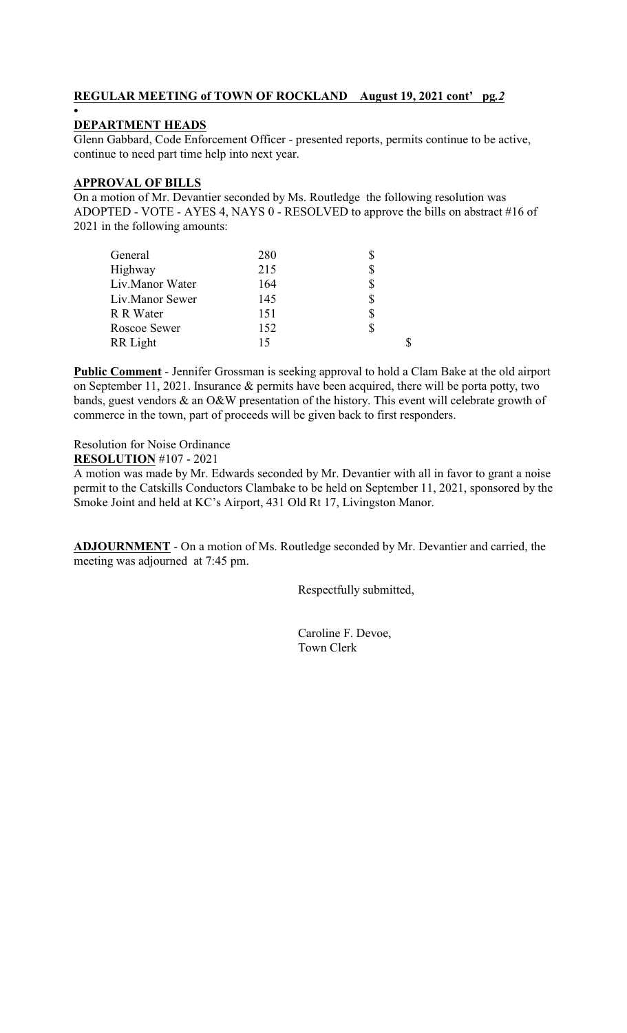**REGULAR MEETING of TOWN OF ROCKLAND August 19, 2021 cont' pg.*2***

•

**DEPARTMENT HEADS**

Glenn Gabbard, Code Enforcement Officer - presented reports, permits continue to be active, continue to need part time help into next year.

**APPROVAL OF BILLS**

On a motion of Mr. Devantier seconded by Ms. Routledge the following resolution was ADOPTED - VOTE - AYES 4, NAYS 0 - RESOLVED to approve the bills on abstract #16 of 2021 in the following amounts:

| | | | |
|---|---|---|---|
| General | 280 | $ | |
| Highway | 215 | $ | |
| Liv.Manor Water | 164 | $ | |
| Liv.Manor Sewer | 145 | $ | |
| R R Water | 151 | $ | |
| Roscoe Sewer | 152 | $ | |
| RR Light | 15 | | $ |

**Public Comment** - Jennifer Grossman is seeking approval to hold a Clam Bake at the old airport on September 11, 2021. Insurance & permits have been acquired, there will be porta potty, two bands, guest vendors & an O&W presentation of the history. This event will celebrate growth of commerce in the town, part of proceeds will be given back to first responders.

Resolution for Noise Ordinance

**RESOLUTION** #107 - 2021

A motion was made by Mr. Edwards seconded by Mr. Devantier with all in favor to grant a noise permit to the Catskills Conductors Clambake to be held on September 11, 2021, sponsored by the Smoke Joint and held at KC's Airport, 431 Old Rt 17, Livingston Manor.

**ADJOURNMENT** - On a motion of Ms. Routledge seconded by Mr. Devantier and carried, the meeting was adjourned at 7:45 pm.

Respectfully submitted,

Caroline F. Devoe,
Town Clerk